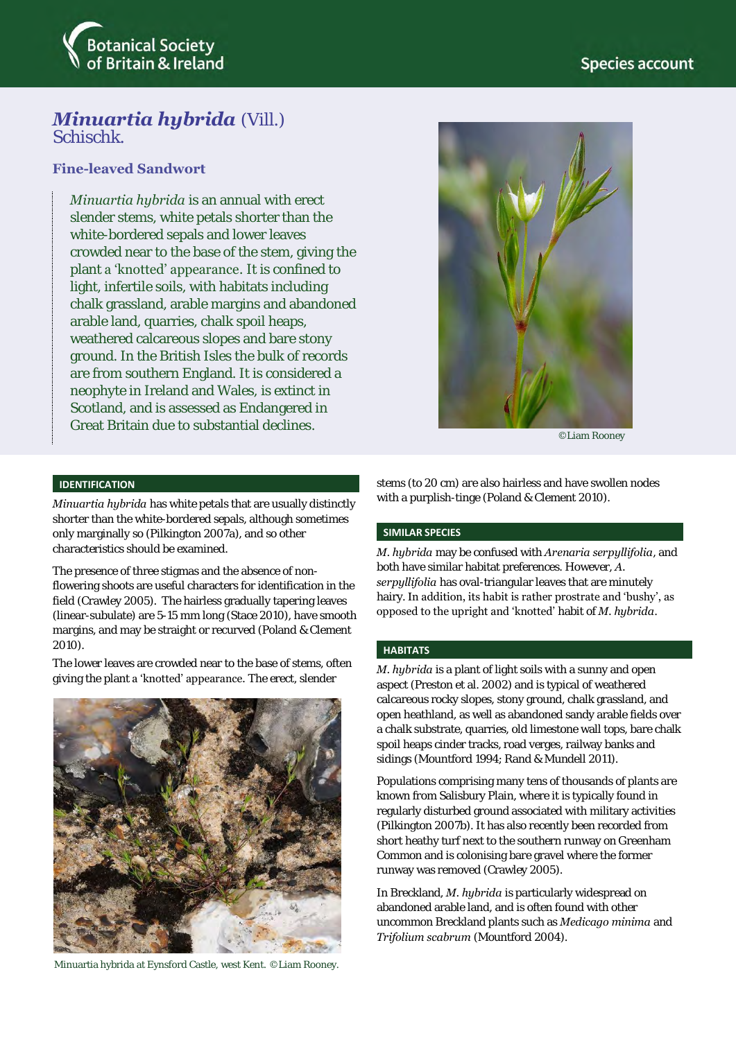Botanical Society of Britain & Ireland

Species account

# *Minuartia hybrida* (Vill.) Schischk.

## Fine-leaved Sandwort

*Minuartia hybrida* is an annual with erect slender stems, white petals shorter than the white-bordered sepals and lower leaves crowded near to the base of the stem, giving the plant a 'knotted' appearance. It is confined to light, infertile soils, with habitats including chalk grassland, arable margins and abandoned arable land, quarries, chalk spoil heaps, weathered calcareous slopes and bare stony ground. In the British Isles the bulk of records are from southern England. It is considered a neophyte in Ireland and Wales, is extinct in Scotland, and is assessed as Endangered in Great Britain due to substantial declines.

©Liam Rooney

### IDENTIFICATION

*Minuartia hybrida* has white petals that are usually distinctly shorter than the white-bordered sepals, although sometimes only marginally so (Pilkington 2007a), and so other characteristics should be examined.

The presence of three stigmas and the absence of non-flowering shoots are useful characters for identification in the field (Crawley 2005). The hairless gradually tapering leaves (linear-subulate) are 5-15 mm long (Stace 2010), have smooth margins, and may be straight or recurved (Poland & Clement 2010).

The lower leaves are crowded near to the base of stems, often giving the plant a 'knotted' appearance. The erect, slender stems (to 20 cm) are also hairless and have swollen nodes with a purplish-tinge (Poland & Clement 2010).

Minuartia hybrida at Eynsford Castle, west Kent. ©Liam Rooney.

### SIMILAR SPECIES

*M. hybrida* may be confused with *Arenaria serpyllifolia*, and both have similar habitat preferences. However, *A. serpyllifolia* has oval-triangular leaves that are minutely hairy. In addition, its habit is rather prostrate and 'bushy', as opposed to the upright and 'knotted' habit of *M. hybrida*.

### HABITATS

*M. hybrida* is a plant of light soils with a sunny and open aspect (Preston et al. 2002) and is typical of weathered calcareous rocky slopes, stony ground, chalk grassland, and open heathland, as well as abandoned sandy arable fields over a chalk substrate, quarries, old limestone wall tops, bare chalk spoil heaps cinder tracks, road verges, railway banks and sidings (Mountford 1994; Rand & Mundell 2011).

Populations comprising many tens of thousands of plants are known from Salisbury Plain, where it is typically found in regularly disturbed ground associated with military activities (Pilkington 2007b). It has also recently been recorded from short heathy turf next to the southern runway on Greenham Common and is colonising bare gravel where the former runway was removed (Crawley 2005).

In Breckland, *M. hybrida* is particularly widespread on abandoned arable land, and is often found with other uncommon Breckland plants such as *Medicago minima* and *Trifolium scabrum* (Mountford 2004).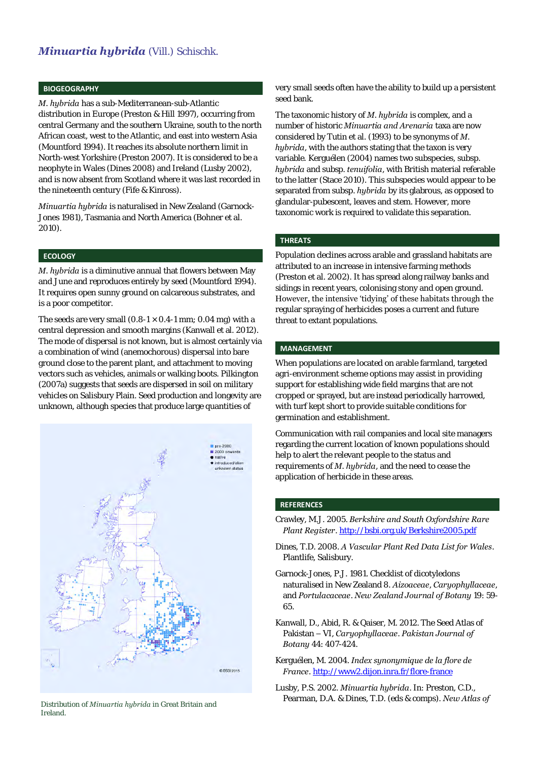# *Minuartia hybrida* (Vill.) Schischk.

## BIOGEOGRAPHY

*M. hybrida* has a sub-Mediterranean-sub-Atlantic distribution in Europe (Preston & Hill 1997), occurring from central Germany and the southern Ukraine, south to the north African coast, west to the Atlantic, and east into western Asia (Mountford 1994). It reaches its absolute northern limit in North-west Yorkshire (Preston 2007). It is considered to be a neophyte in Wales (Dines 2008) and Ireland (Lusby 2002), and is now absent from Scotland where it was last recorded in the nineteenth century (Fife & Kinross).

*Minuartia hybrida* is naturalised in New Zealand (Garnock-Jones 1981), Tasmania and North America (Bohner et al. 2010).

## ECOLOGY

*M. hybrida* is a diminutive annual that flowers between May and June and reproduces entirely by seed (Mountford 1994). It requires open sunny ground on calcareous substrates, and is a poor competitor.

The seeds are very small (0.8-1 × 0.4-1 mm; 0.04 mg) with a central depression and smooth margins (Kanwall et al. 2012). The mode of dispersal is not known, but is almost certainly via a combination of wind (anemochorous) dispersal into bare ground close to the parent plant, and attachment to moving vectors such as vehicles, animals or walking boots. Pilkington (2007a) suggests that seeds are dispersed in soil on military vehicles on Salisbury Plain. Seed production and longevity are unknown, although species that produce large quantities of very small seeds often have the ability to build up a persistent seed bank.

The taxonomic history of *M. hybrida* is complex, and a number of historic *Minuartia and Arenaria* taxa are now considered by Tutin et al. (1993) to be synonyms of *M. hybrida*, with the authors stating that the taxon is very variable. Kerguélen (2004) names two subspecies, subsp. *hybrida* and subsp. *tenuifolia*, with British material referable to the latter (Stace 2010). This subspecies would appear to be separated from subsp. *hybrida* by its glabrous, as opposed to glandular-pubescent, leaves and stem. However, more taxonomic work is required to validate this separation.

Distribution of *Minuartia hybrida* in Great Britain and Ireland.

## THREATS

Population declines across arable and grassland habitats are attributed to an increase in intensive farming methods (Preston et al. 2002). It has spread along railway banks and sidings in recent years, colonising stony and open ground. However, the intensive 'tidying' of these habitats through the regular spraying of herbicides poses a current and future threat to extant populations.

## MANAGEMENT

When populations are located on arable farmland, targeted agri-environment scheme options may assist in providing support for establishing wide field margins that are not cropped or sprayed, but are instead periodically harrowed, with turf kept short to provide suitable conditions for germination and establishment.

Communication with rail companies and local site managers regarding the current location of known populations should help to alert the relevant people to the status and requirements of *M. hybrida*, and the need to cease the application of herbicide in these areas.

## REFERENCES

Crawley, M.J. 2005. *Berkshire and South Oxfordshire Rare Plant Register*. http://bsbi.org.uk/Berkshire2005.pdf

Dines, T.D. 2008. *A Vascular Plant Red Data List for Wales*. Plantlife, Salisbury.

Garnock-Jones, P.J. 1981. Checklist of dicotyledons naturalised in New Zealand 8. *Aizoaceae*, *Caryophyllaceae*, and *Portulacaceae*. *New Zealand Journal of Botany* 19: 59-65.

Kanwall, D., Abid, R. & Qaiser, M. 2012. The Seed Atlas of Pakistan – VI, *Caryophyllaceae*. *Pakistan Journal of Botany* 44: 407-424.

Kerguélen, M. 2004. *Index synonymique de la flore de France*. http://www2.dijon.inra.fr/flore-france

Lusby, P.S. 2002. *Minuartia hybrida*. In: Preston, C.D., Pearman, D.A. & Dines, T.D. (eds & comps). *New Atlas of*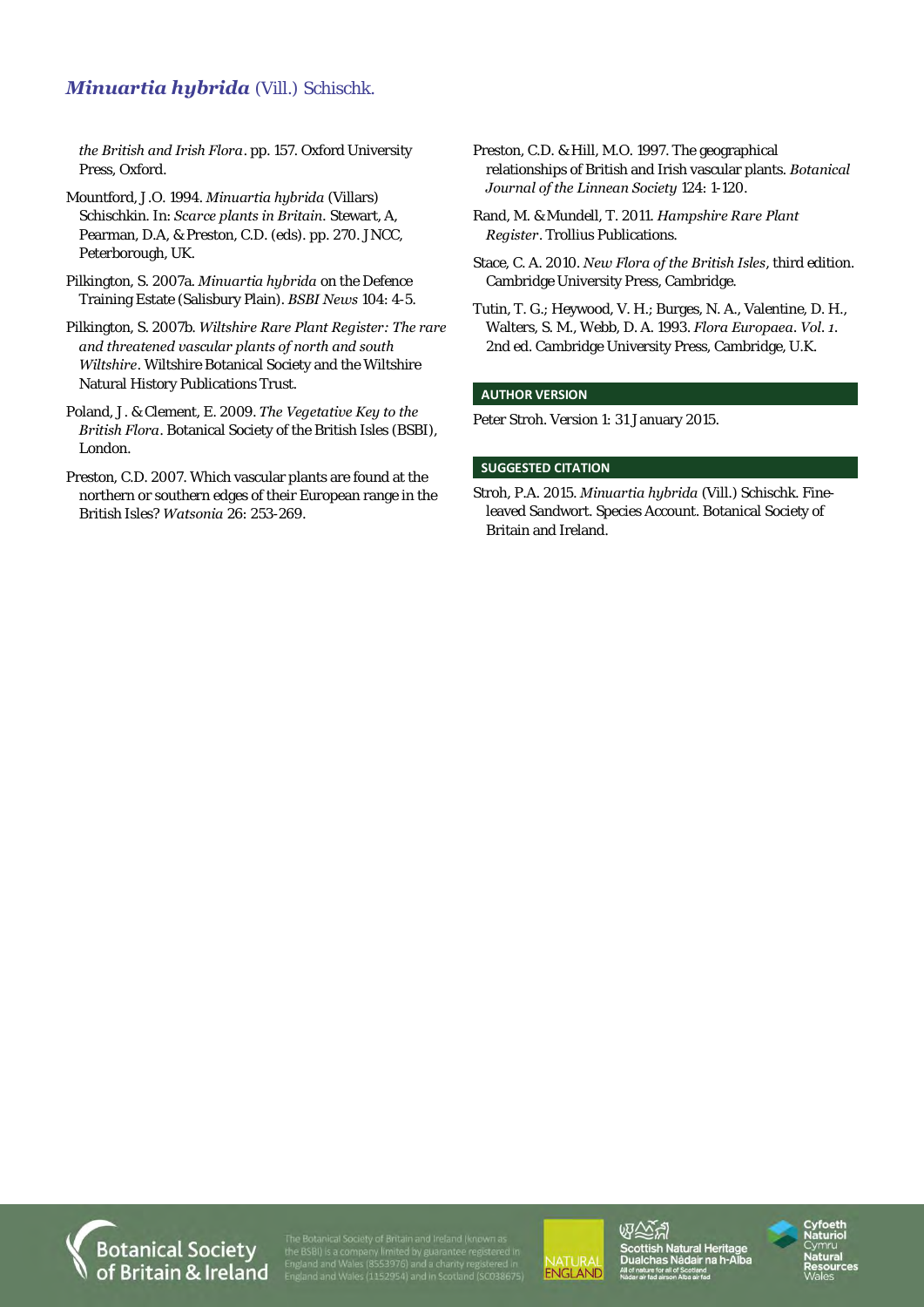*the British and Irish Flora*. pp. 157. Oxford University Press, Oxford.

Mountford, J.O. 1994. *Minuartia hybrida* (Villars) Schischkin. In: *Scarce plants in Britain*. Stewart, A, Pearman, D.A, & Preston, C.D. (eds). pp. 270. JNCC, Peterborough, UK.

Pilkington, S. 2007a. *Minuartia hybrida* on the Defence Training Estate (Salisbury Plain). *BSBI News* 104: 4-5.

Pilkington, S. 2007b. *Wiltshire Rare Plant Register: The rare and threatened vascular plants of north and south Wiltshire*. Wiltshire Botanical Society and the Wiltshire Natural History Publications Trust.

Poland, J. & Clement, E. 2009. *The Vegetative Key to the British Flora*. Botanical Society of the British Isles (BSBI), London.

Preston, C.D. 2007. Which vascular plants are found at the northern or southern edges of their European range in the British Isles? *Watsonia* 26: 253-269.

Preston, C.D. & Hill, M.O. 1997. The geographical relationships of British and Irish vascular plants. *Botanical Journal of the Linnean Society* 124: 1-120.

Rand, M. & Mundell, T. 2011. *Hampshire Rare Plant Register*. Trollius Publications.

Stace, C. A. 2010. *New Flora of the British Isles*, third edition. Cambridge University Press, Cambridge.

Tutin, T. G.; Heywood, V. H.; Burges, N. A., Valentine, D. H., Walters, S. M., Webb, D. A. 1993. *Flora Europaea. Vol. 1*. 2nd ed. Cambridge University Press, Cambridge, U.K.

## AUTHOR VERSION

Peter Stroh. Version 1: 31 January 2015.

## SUGGESTED CITATION

Stroh, P.A. 2015. *Minuartia hybrida* (Vill.) Schischk. Fine-leaved Sandwort. Species Account. Botanical Society of Britain and Ireland.

The Botanical Society of Britain and Ireland (known as the BSBI) is a company limited by guarantee registered in England and Wales (8553976) and a charity registered in England and Wales (1152954) and in Scotland (SC038675)